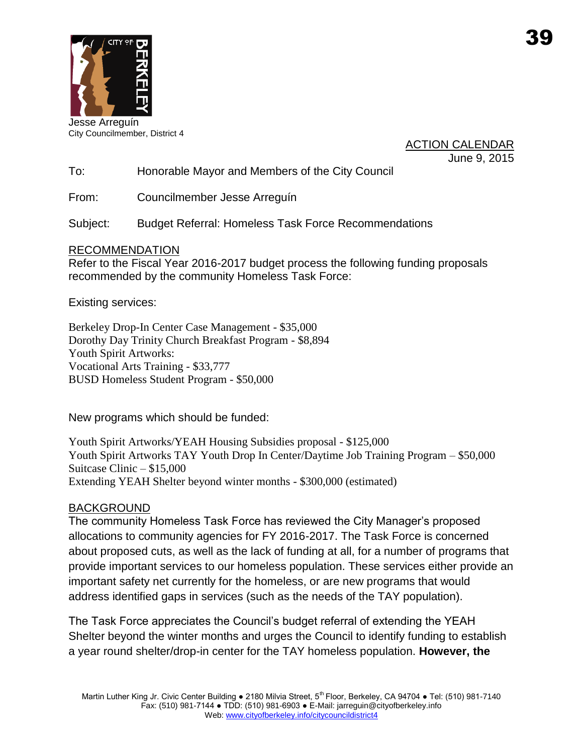Jesse Arreguín
City Councilmember, District 4

ACTION CALENDAR
June 9, 2015

To: Honorable Mayor and Members of the City Council

From: Councilmember Jesse Arreguín

Subject: Budget Referral: Homeless Task Force Recommendations

## RECOMMENDATION

Refer to the Fiscal Year 2016-2017 budget process the following funding proposals recommended by the community Homeless Task Force:

Existing services:

Berkeley Drop-In Center Case Management - $35,000
Dorothy Day Trinity Church Breakfast Program - $8,894
Youth Spirit Artworks:
Vocational Arts Training - $33,777
BUSD Homeless Student Program - $50,000

New programs which should be funded:

Youth Spirit Artworks/YEAH Housing Subsidies proposal - $125,000
Youth Spirit Artworks TAY Youth Drop In Center/Daytime Job Training Program – $50,000
Suitcase Clinic – $15,000
Extending YEAH Shelter beyond winter months - $300,000 (estimated)

## BACKGROUND

The community Homeless Task Force has reviewed the City Manager's proposed allocations to community agencies for FY 2016-2017. The Task Force is concerned about proposed cuts, as well as the lack of funding at all, for a number of programs that provide important services to our homeless population. These services either provide an important safety net currently for the homeless, or are new programs that would address identified gaps in services (such as the needs of the TAY population).

The Task Force appreciates the Council's budget referral of extending the YEAH Shelter beyond the winter months and urges the Council to identify funding to establish a year round shelter/drop-in center for the TAY homeless population. **However, the**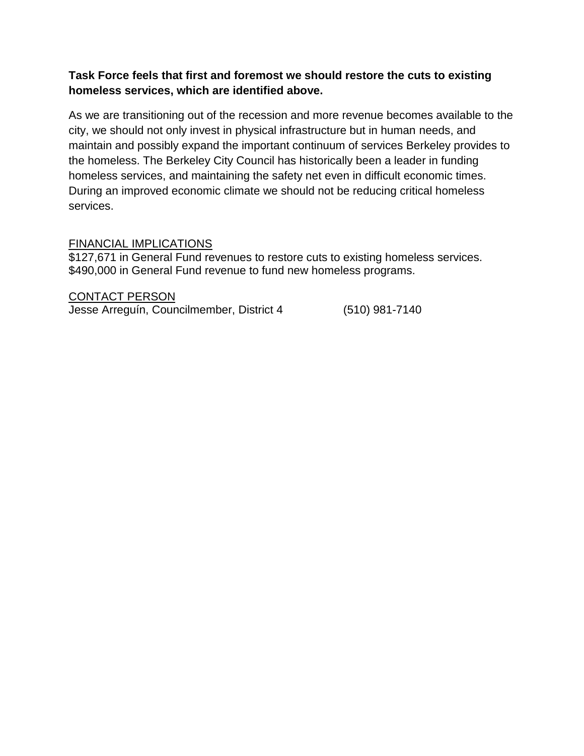**Task Force feels that first and foremost we should restore the cuts to existing homeless services, which are identified above.**

As we are transitioning out of the recession and more revenue becomes available to the city, we should not only invest in physical infrastructure but in human needs, and maintain and possibly expand the important continuum of services Berkeley provides to the homeless. The Berkeley City Council has historically been a leader in funding homeless services, and maintaining the safety net even in difficult economic times. During an improved economic climate we should not be reducing critical homeless services.

<u>FINANCIAL IMPLICATIONS</u>
$127,671 in General Fund revenues to restore cuts to existing homeless services.
$490,000 in General Fund revenue to fund new homeless programs.

<u>CONTACT PERSON</u>
Jesse Arreguín, Councilmember, District 4 (510) 981-7140